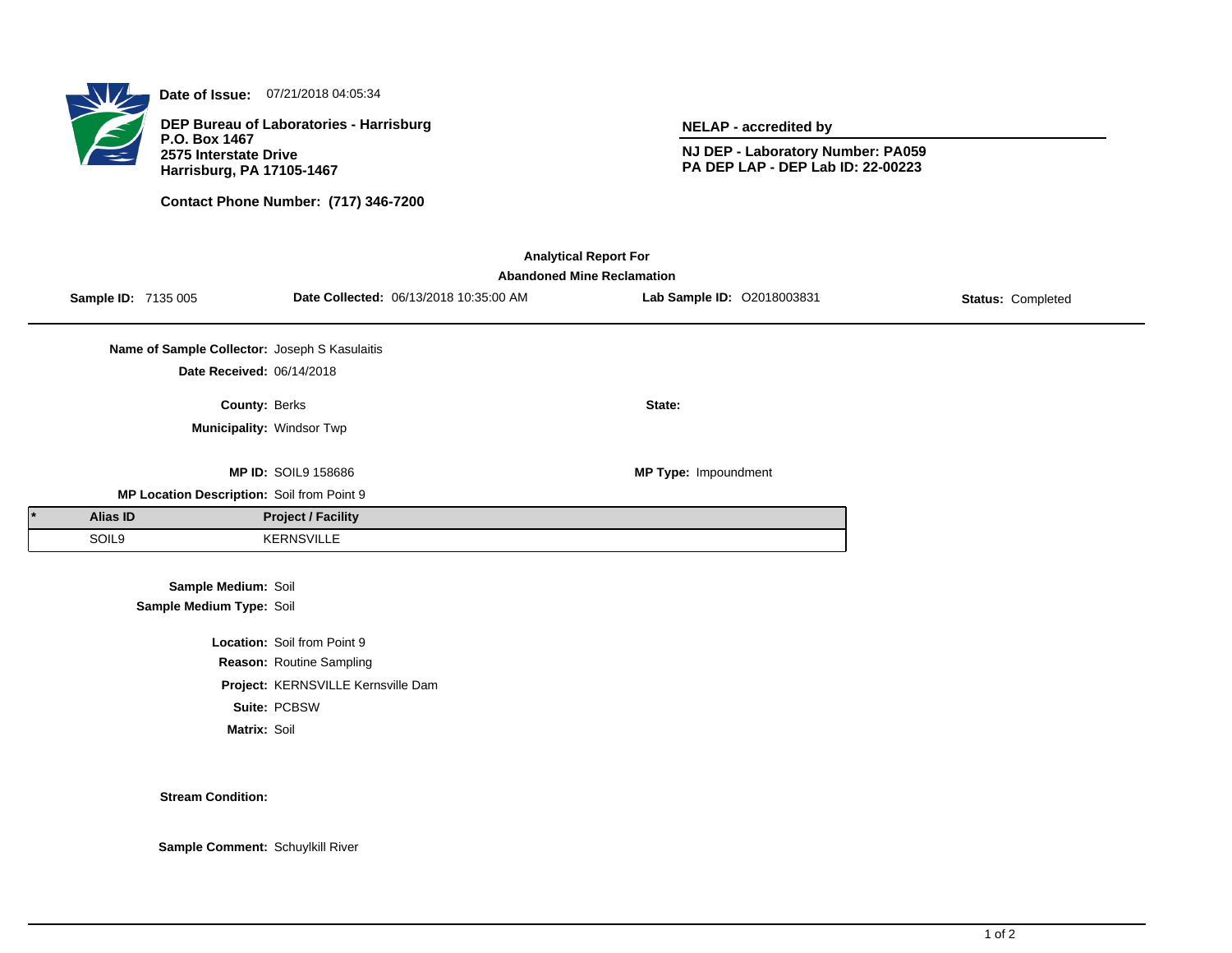**Date of Issue:** 07/21/2018 04:05:34

**DEP Bureau of Laboratories - Harrisburg**
**P.O. Box 1467**
**2575 Interstate Drive**
**Harrisburg, PA 17105-1467**

**Contact Phone Number: (717) 346-7200**

**NELAP - accredited by**

**NJ DEP - Laboratory Number: PA059**
**PA DEP LAP - DEP Lab ID: 22-00223**

## Analytical Report For
## Abandoned Mine Reclamation

**Sample ID:** 7135 005 **Date Collected:** 06/13/2018 10:35:00 AM **Lab Sample ID:** O2018003831 **Status:** Completed

**Name of Sample Collector:** Joseph S Kasulaitis

**Date Received:** 06/14/2018

**County:** Berks **State:**

**Municipality:** Windsor Twp

**MP ID:** SOIL9 158686 **MP Type:** Impoundment

**MP Location Description:** Soil from Point 9

| * | Alias ID | Project / Facility |
|---|---|---|
| | SOIL9 | KERNSVILLE |

**Sample Medium:** Soil
**Sample Medium Type:** Soil

**Location:** Soil from Point 9
**Reason:** Routine Sampling
**Project:** KERNSVILLE Kernsville Dam
**Suite:** PCBSW
**Matrix:** Soil

**Stream Condition:**

**Sample Comment:** Schuylkill River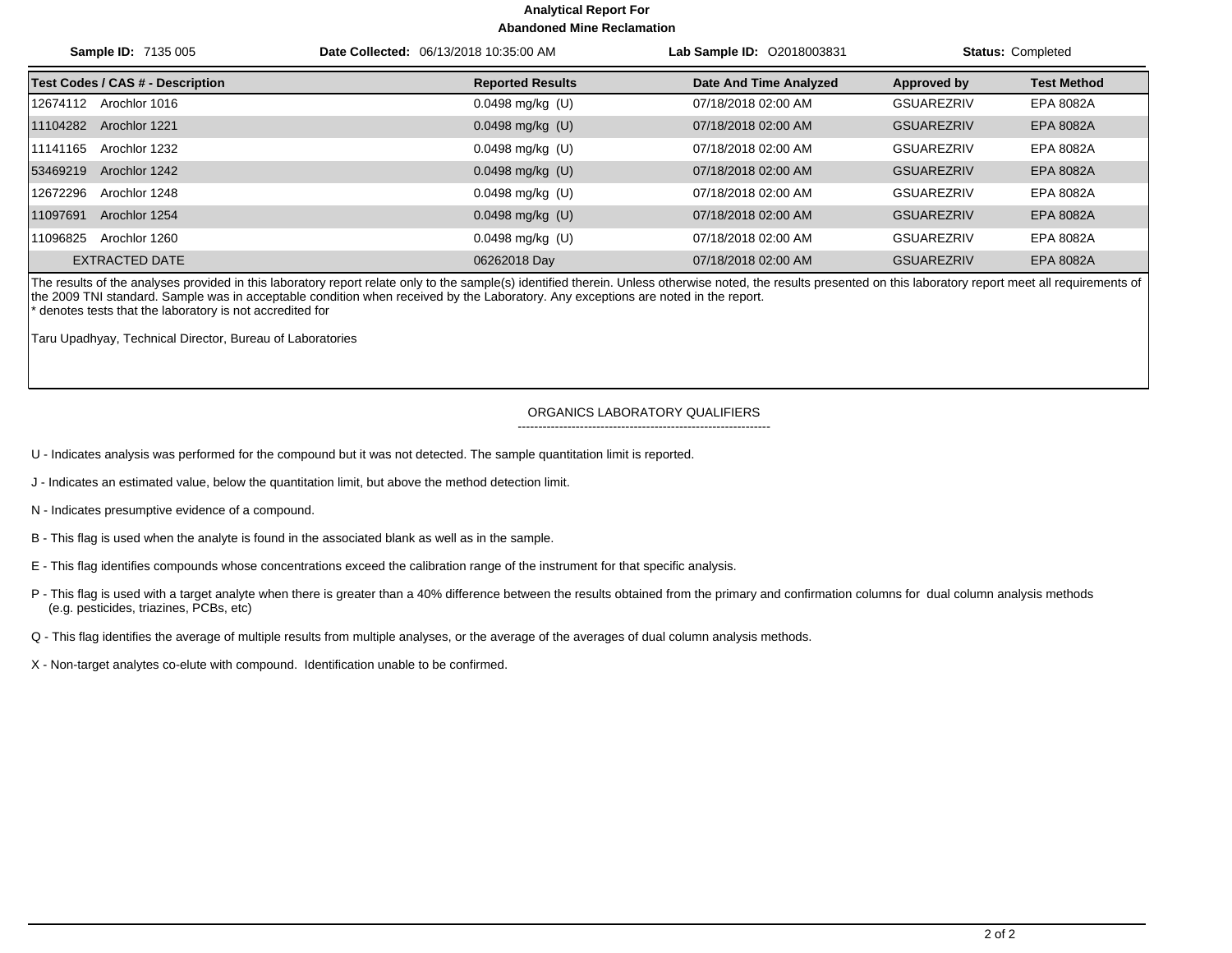**Analytical Report For**
**Abandoned Mine Reclamation**

**Sample ID:** 7135 005 | **Date Collected:** 06/13/2018 10:35:00 AM | **Lab Sample ID:** O2018003831 | **Status:** Completed

| Test Codes / CAS # - Description | Reported Results | Date And Time Analyzed | Approved by | Test Method |
|---|---|---|---|---|
| 12674112 Arochlor 1016 | 0.0498 mg/kg (U) | 07/18/2018 02:00 AM | GSUAREZRIV | EPA 8082A |
| 11104282 Arochlor 1221 | 0.0498 mg/kg (U) | 07/18/2018 02:00 AM | GSUAREZRIV | EPA 8082A |
| 11141165 Arochlor 1232 | 0.0498 mg/kg (U) | 07/18/2018 02:00 AM | GSUAREZRIV | EPA 8082A |
| 53469219 Arochlor 1242 | 0.0498 mg/kg (U) | 07/18/2018 02:00 AM | GSUAREZRIV | EPA 8082A |
| 12672296 Arochlor 1248 | 0.0498 mg/kg (U) | 07/18/2018 02:00 AM | GSUAREZRIV | EPA 8082A |
| 11097691 Arochlor 1254 | 0.0498 mg/kg (U) | 07/18/2018 02:00 AM | GSUAREZRIV | EPA 8082A |
| 11096825 Arochlor 1260 | 0.0498 mg/kg (U) | 07/18/2018 02:00 AM | GSUAREZRIV | EPA 8082A |
| EXTRACTED DATE | 06262018 Day | 07/18/2018 02:00 AM | GSUAREZRIV | EPA 8082A |

The results of the analyses provided in this laboratory report relate only to the sample(s) identified therein. Unless otherwise noted, the results presented on this laboratory report meet all requirements of the 2009 TNI standard. Sample was in acceptable condition when received by the Laboratory. Any exceptions are noted in the report.
* denotes tests that the laboratory is not accredited for

Taru Upadhyay, Technical Director, Bureau of Laboratories

## ORGANICS LABORATORY QUALIFIERS

U - Indicates analysis was performed for the compound but it was not detected. The sample quantitation limit is reported.

J - Indicates an estimated value, below the quantitation limit, but above the method detection limit.

N - Indicates presumptive evidence of a compound.

B - This flag is used when the analyte is found in the associated blank as well as in the sample.

E - This flag identifies compounds whose concentrations exceed the calibration range of the instrument for that specific analysis.

P - This flag is used with a target analyte when there is greater than a 40% difference between the results obtained from the primary and confirmation columns for dual column analysis methods (e.g. pesticides, triazines, PCBs, etc)

Q - This flag identifies the average of multiple results from multiple analyses, or the average of the averages of dual column analysis methods.

X - Non-target analytes co-elute with compound. Identification unable to be confirmed.